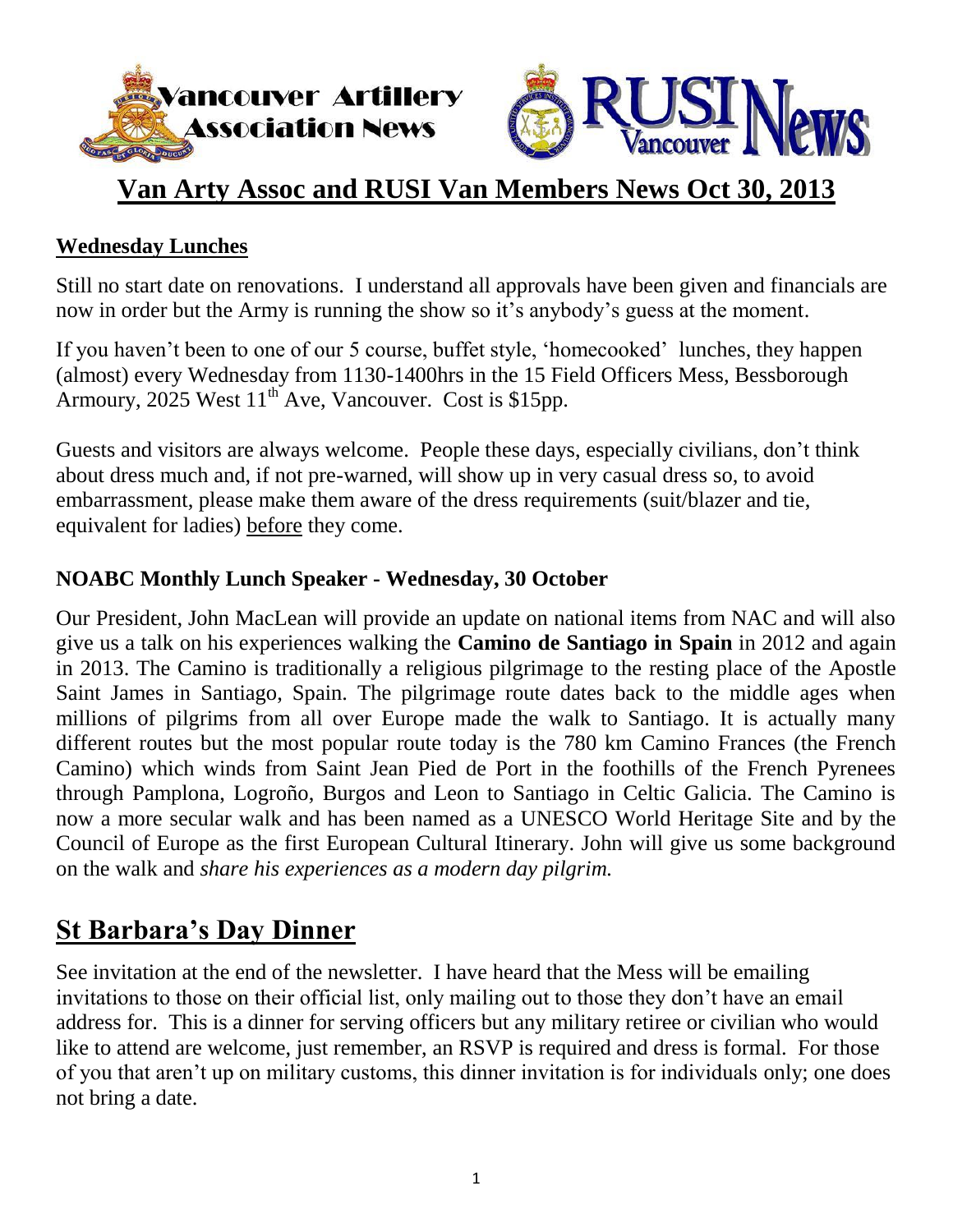Vancouver Artillery Association News

RUSI Vancouver News

# Van Arty Assoc and RUSI Van Members News Oct 30, 2013

### Wednesday Lunches

Still no start date on renovations. I understand all approvals have been given and financials are now in order but the Army is running the show so it's anybody's guess at the moment.

If you haven't been to one of our 5 course, buffet style, 'homecooked' lunches, they happen (almost) every Wednesday from 1130-1400hrs in the 15 Field Officers Mess, Bessborough Armoury, 2025 West 11th Ave, Vancouver. Cost is $15pp.

Guests and visitors are always welcome. People these days, especially civilians, don't think about dress much and, if not pre-warned, will show up in very casual dress so, to avoid embarrassment, please make them aware of the dress requirements (suit/blazer and tie, equivalent for ladies) before they come.

### NOABC Monthly Lunch Speaker - Wednesday, 30 October

Our President, John MacLean will provide an update on national items from NAC and will also give us a talk on his experiences walking the **Camino de Santiago in Spain** in 2012 and again in 2013. The Camino is traditionally a religious pilgrimage to the resting place of the Apostle Saint James in Santiago, Spain. The pilgrimage route dates back to the middle ages when millions of pilgrims from all over Europe made the walk to Santiago. It is actually many different routes but the most popular route today is the 780 km Camino Frances (the French Camino) which winds from Saint Jean Pied de Port in the foothills of the French Pyrenees through Pamplona, Logroño, Burgos and Leon to Santiago in Celtic Galicia. The Camino is now a more secular walk and has been named as a UNESCO World Heritage Site and by the Council of Europe as the first European Cultural Itinerary. John will give us some background on the walk and *share his experiences as a modern day pilgrim.*

## St Barbara's Day Dinner

See invitation at the end of the newsletter. I have heard that the Mess will be emailing invitations to those on their official list, only mailing out to those they don't have an email address for. This is a dinner for serving officers but any military retiree or civilian who would like to attend are welcome, just remember, an RSVP is required and dress is formal. For those of you that aren't up on military customs, this dinner invitation is for individuals only; one does not bring a date.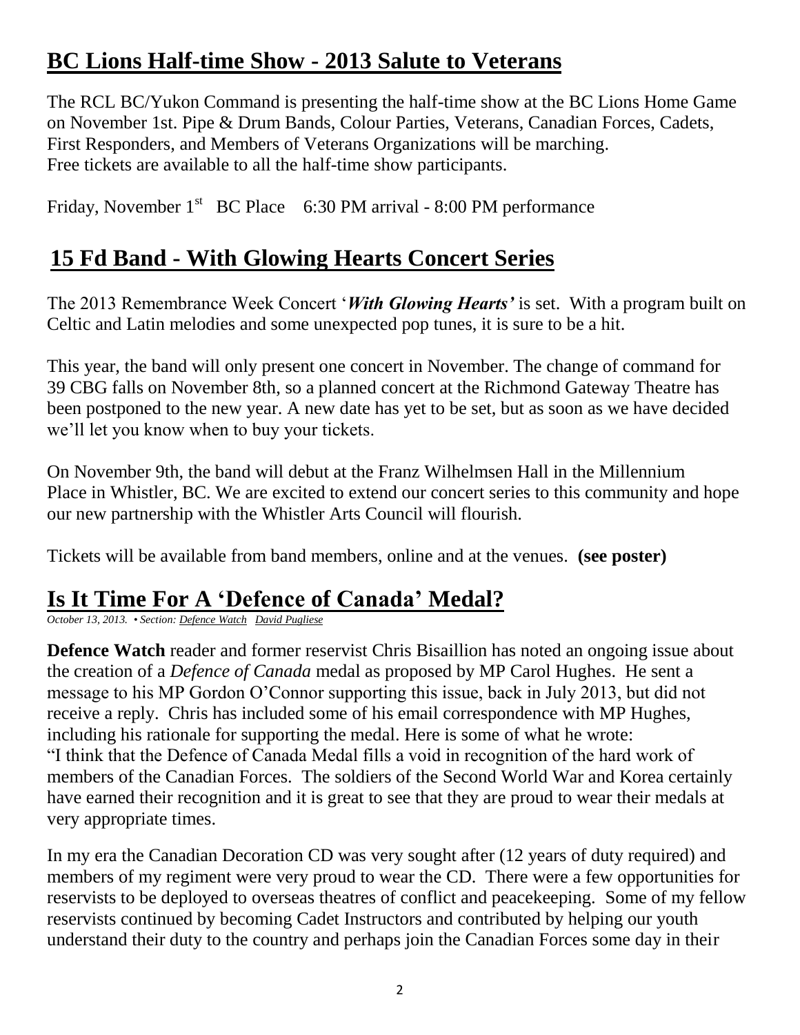## BC Lions Half-time Show - 2013 Salute to Veterans

The RCL BC/Yukon Command is presenting the half-time show at the BC Lions Home Game on November 1st. Pipe & Drum Bands, Colour Parties, Veterans, Canadian Forces, Cadets, First Responders, and Members of Veterans Organizations will be marching. Free tickets are available to all the half-time show participants.

Friday, November 1st BC Place 6:30 PM arrival - 8:00 PM performance

## 15 Fd Band - With Glowing Hearts Concert Series

The 2013 Remembrance Week Concert '***With Glowing Hearts'*** is set. With a program built on Celtic and Latin melodies and some unexpected pop tunes, it is sure to be a hit.

This year, the band will only present one concert in November. The change of command for 39 CBG falls on November 8th, so a planned concert at the Richmond Gateway Theatre has been postponed to the new year. A new date has yet to be set, but as soon as we have decided we'll let you know when to buy your tickets.

On November 9th, the band will debut at the Franz Wilhelmsen Hall in the Millennium Place in Whistler, BC. We are excited to extend our concert series to this community and hope our new partnership with the Whistler Arts Council will flourish.

Tickets will be available from band members, online and at the venues. **(see poster)**

## Is It Time For A 'Defence of Canada' Medal?

*October 13, 2013. • Section: Defence Watch David Pugliese*

**Defence Watch** reader and former reservist Chris Bisaillion has noted an ongoing issue about the creation of a *Defence of Canada* medal as proposed by MP Carol Hughes. He sent a message to his MP Gordon O'Connor supporting this issue, back in July 2013, but did not receive a reply. Chris has included some of his email correspondence with MP Hughes, including his rationale for supporting the medal. Here is some of what he wrote:
"I think that the Defence of Canada Medal fills a void in recognition of the hard work of members of the Canadian Forces. The soldiers of the Second World War and Korea certainly have earned their recognition and it is great to see that they are proud to wear their medals at very appropriate times.

In my era the Canadian Decoration CD was very sought after (12 years of duty required) and members of my regiment were very proud to wear the CD. There were a few opportunities for reservists to be deployed to overseas theatres of conflict and peacekeeping. Some of my fellow reservists continued by becoming Cadet Instructors and contributed by helping our youth understand their duty to the country and perhaps join the Canadian Forces some day in their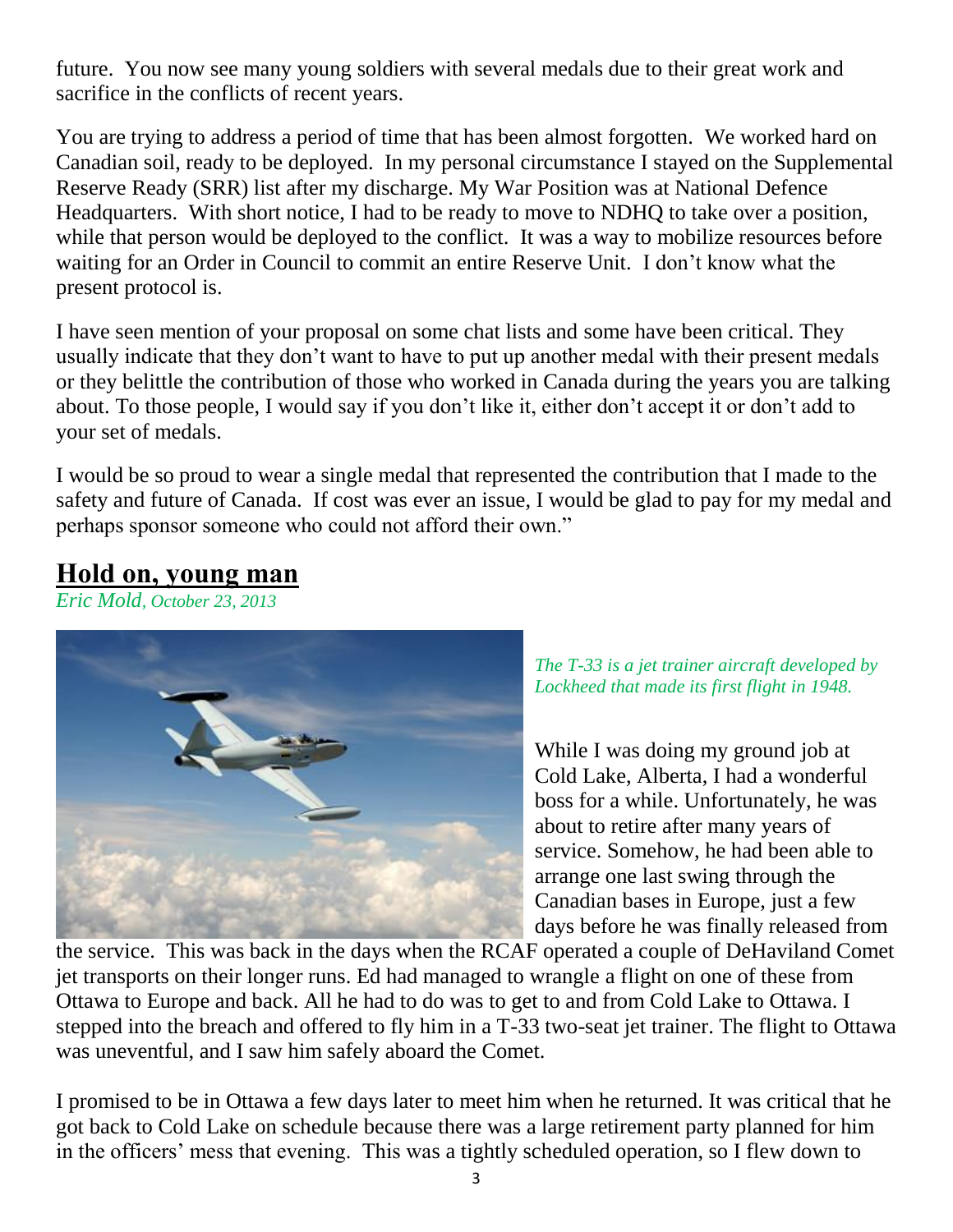future. You now see many young soldiers with several medals due to their great work and sacrifice in the conflicts of recent years.

You are trying to address a period of time that has been almost forgotten. We worked hard on Canadian soil, ready to be deployed. In my personal circumstance I stayed on the Supplemental Reserve Ready (SRR) list after my discharge. My War Position was at National Defence Headquarters. With short notice, I had to be ready to move to NDHQ to take over a position, while that person would be deployed to the conflict. It was a way to mobilize resources before waiting for an Order in Council to commit an entire Reserve Unit. I don't know what the present protocol is.

I have seen mention of your proposal on some chat lists and some have been critical. They usually indicate that they don't want to have to put up another medal with their present medals or they belittle the contribution of those who worked in Canada during the years you are talking about. To those people, I would say if you don't like it, either don't accept it or don't add to your set of medals.

I would be so proud to wear a single medal that represented the contribution that I made to the safety and future of Canada. If cost was ever an issue, I would be glad to pay for my medal and perhaps sponsor someone who could not afford their own."

## Hold on, young man

*Eric Mold, October 23, 2013*

*The T-33 is a jet trainer aircraft developed by Lockheed that made its first flight in 1948.*

While I was doing my ground job at Cold Lake, Alberta, I had a wonderful boss for a while. Unfortunately, he was about to retire after many years of service. Somehow, he had been able to arrange one last swing through the Canadian bases in Europe, just a few days before he was finally released from the service. This was back in the days when the RCAF operated a couple of DeHaviland Comet jet transports on their longer runs. Ed had managed to wrangle a flight on one of these from Ottawa to Europe and back. All he had to do was to get to and from Cold Lake to Ottawa. I stepped into the breach and offered to fly him in a T-33 two-seat jet trainer. The flight to Ottawa was uneventful, and I saw him safely aboard the Comet.

I promised to be in Ottawa a few days later to meet him when he returned. It was critical that he got back to Cold Lake on schedule because there was a large retirement party planned for him in the officers' mess that evening. This was a tightly scheduled operation, so I flew down to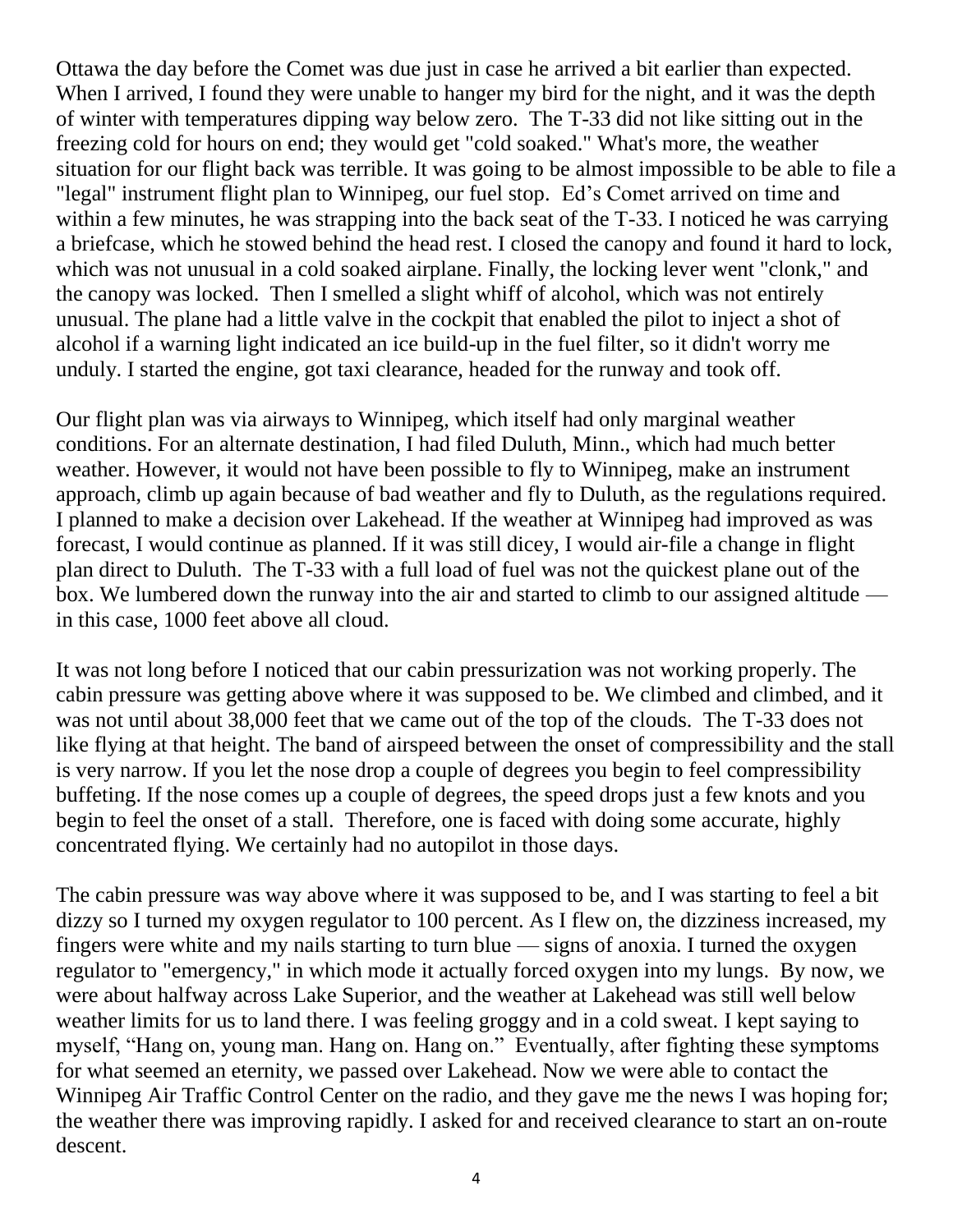Ottawa the day before the Comet was due just in case he arrived a bit earlier than expected. When I arrived, I found they were unable to hanger my bird for the night, and it was the depth of winter with temperatures dipping way below zero. The T-33 did not like sitting out in the freezing cold for hours on end; they would get "cold soaked." What's more, the weather situation for our flight back was terrible. It was going to be almost impossible to be able to file a "legal" instrument flight plan to Winnipeg, our fuel stop. Ed's Comet arrived on time and within a few minutes, he was strapping into the back seat of the T-33. I noticed he was carrying a briefcase, which he stowed behind the head rest. I closed the canopy and found it hard to lock, which was not unusual in a cold soaked airplane. Finally, the locking lever went "clonk," and the canopy was locked. Then I smelled a slight whiff of alcohol, which was not entirely unusual. The plane had a little valve in the cockpit that enabled the pilot to inject a shot of alcohol if a warning light indicated an ice build-up in the fuel filter, so it didn't worry me unduly. I started the engine, got taxi clearance, headed for the runway and took off.

Our flight plan was via airways to Winnipeg, which itself had only marginal weather conditions. For an alternate destination, I had filed Duluth, Minn., which had much better weather. However, it would not have been possible to fly to Winnipeg, make an instrument approach, climb up again because of bad weather and fly to Duluth, as the regulations required. I planned to make a decision over Lakehead. If the weather at Winnipeg had improved as was forecast, I would continue as planned. If it was still dicey, I would air-file a change in flight plan direct to Duluth. The T-33 with a full load of fuel was not the quickest plane out of the box. We lumbered down the runway into the air and started to climb to our assigned altitude — in this case, 1000 feet above all cloud.

It was not long before I noticed that our cabin pressurization was not working properly. The cabin pressure was getting above where it was supposed to be. We climbed and climbed, and it was not until about 38,000 feet that we came out of the top of the clouds. The T-33 does not like flying at that height. The band of airspeed between the onset of compressibility and the stall is very narrow. If you let the nose drop a couple of degrees you begin to feel compressibility buffeting. If the nose comes up a couple of degrees, the speed drops just a few knots and you begin to feel the onset of a stall. Therefore, one is faced with doing some accurate, highly concentrated flying. We certainly had no autopilot in those days.

The cabin pressure was way above where it was supposed to be, and I was starting to feel a bit dizzy so I turned my oxygen regulator to 100 percent. As I flew on, the dizziness increased, my fingers were white and my nails starting to turn blue — signs of anoxia. I turned the oxygen regulator to "emergency," in which mode it actually forced oxygen into my lungs. By now, we were about halfway across Lake Superior, and the weather at Lakehead was still well below weather limits for us to land there. I was feeling groggy and in a cold sweat. I kept saying to myself, "Hang on, young man. Hang on. Hang on." Eventually, after fighting these symptoms for what seemed an eternity, we passed over Lakehead. Now we were able to contact the Winnipeg Air Traffic Control Center on the radio, and they gave me the news I was hoping for; the weather there was improving rapidly. I asked for and received clearance to start an on-route descent.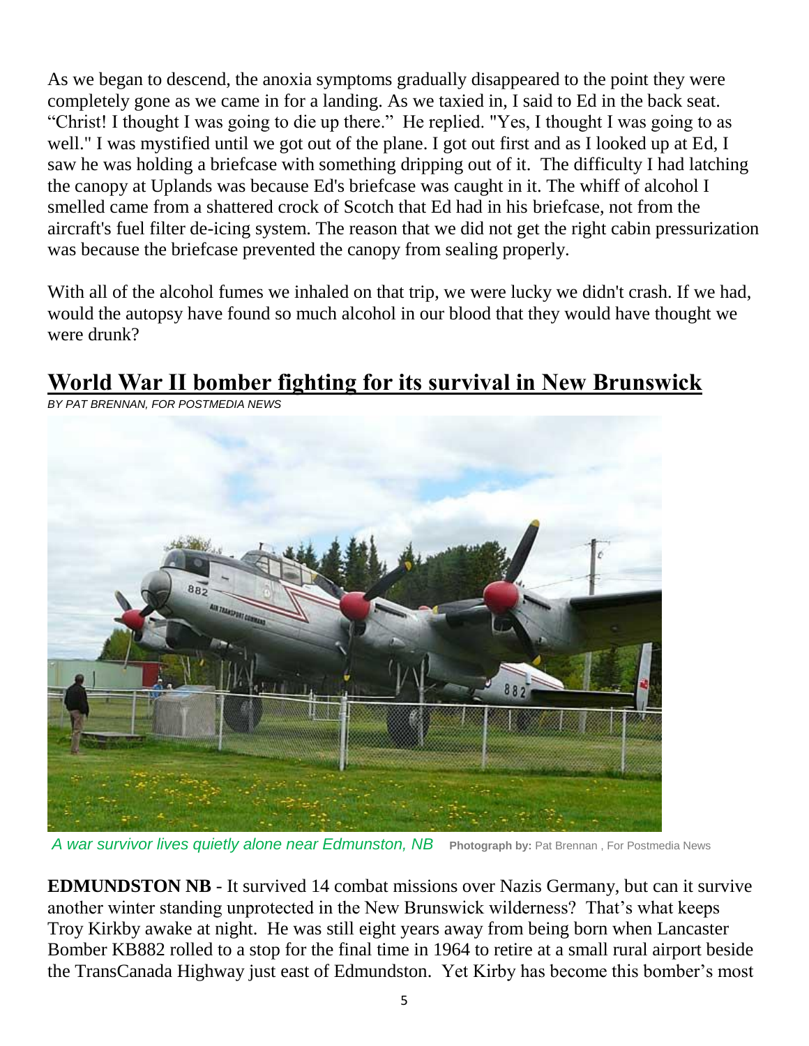As we began to descend, the anoxia symptoms gradually disappeared to the point they were completely gone as we came in for a landing. As we taxied in, I said to Ed in the back seat. "Christ! I thought I was going to die up there." He replied. "Yes, I thought I was going to as well." I was mystified until we got out of the plane. I got out first and as I looked up at Ed, I saw he was holding a briefcase with something dripping out of it. The difficulty I had latching the canopy at Uplands was because Ed's briefcase was caught in it. The whiff of alcohol I smelled came from a shattered crock of Scotch that Ed had in his briefcase, not from the aircraft's fuel filter de-icing system. The reason that we did not get the right cabin pressurization was because the briefcase prevented the canopy from sealing properly.

With all of the alcohol fumes we inhaled on that trip, we were lucky we didn't crash. If we had, would the autopsy have found so much alcohol in our blood that they would have thought we were drunk?

## World War II bomber fighting for its survival in New Brunswick

*BY PAT BRENNAN, FOR POSTMEDIA NEWS*

*A war survivor lives quietly alone near Edmunston, NB* **Photograph by:** Pat Brennan , For Postmedia News

**EDMUNDSTON NB** - It survived 14 combat missions over Nazis Germany, but can it survive another winter standing unprotected in the New Brunswick wilderness? That's what keeps Troy Kirkby awake at night. He was still eight years away from being born when Lancaster Bomber KB882 rolled to a stop for the final time in 1964 to retire at a small rural airport beside the TransCanada Highway just east of Edmundston. Yet Kirby has become this bomber's most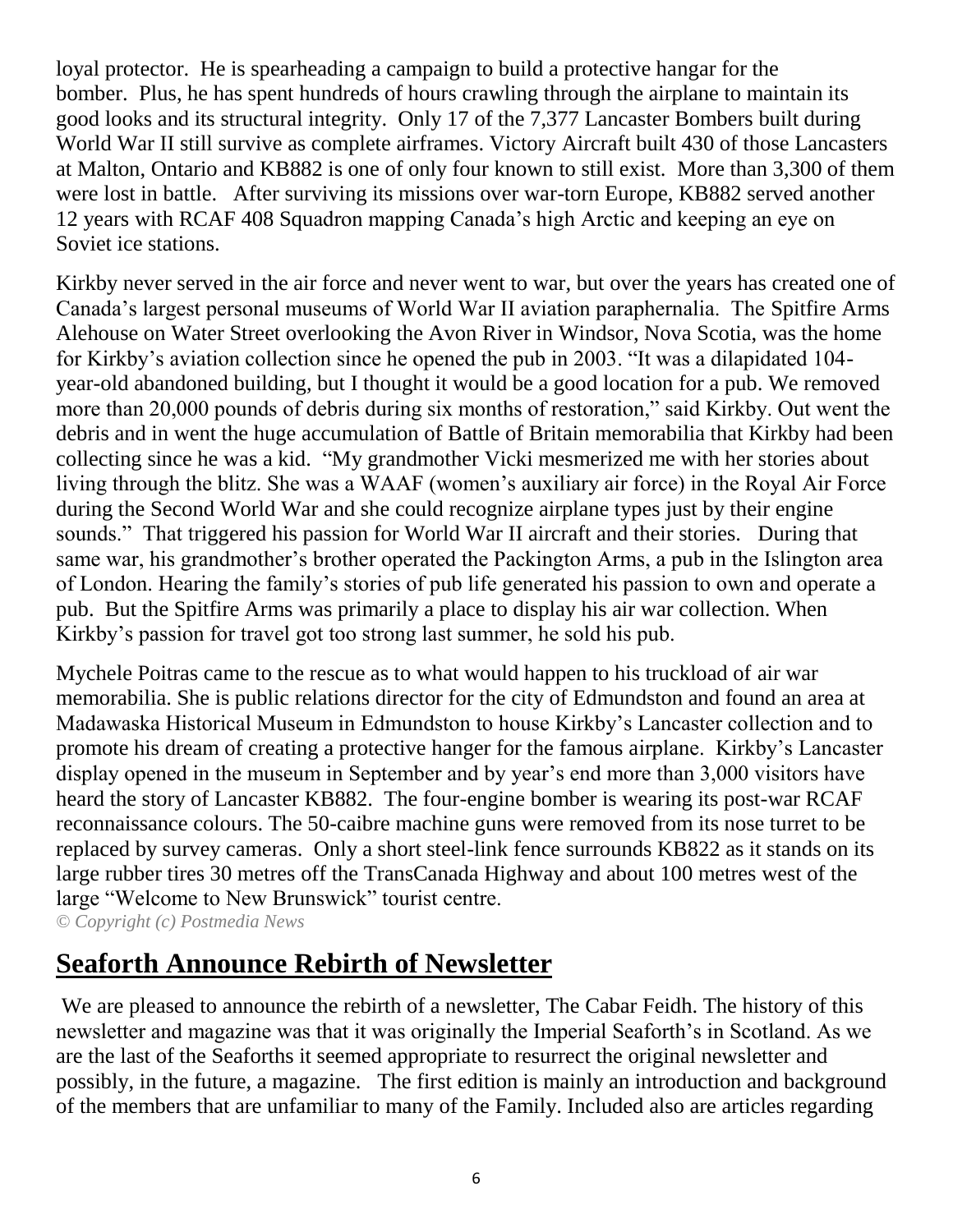loyal protector. He is spearheading a campaign to build a protective hangar for the bomber. Plus, he has spent hundreds of hours crawling through the airplane to maintain its good looks and its structural integrity. Only 17 of the 7,377 Lancaster Bombers built during World War II still survive as complete airframes. Victory Aircraft built 430 of those Lancasters at Malton, Ontario and KB882 is one of only four known to still exist. More than 3,300 of them were lost in battle. After surviving its missions over war-torn Europe, KB882 served another 12 years with RCAF 408 Squadron mapping Canada's high Arctic and keeping an eye on Soviet ice stations.

Kirkby never served in the air force and never went to war, but over the years has created one of Canada's largest personal museums of World War II aviation paraphernalia. The Spitfire Arms Alehouse on Water Street overlooking the Avon River in Windsor, Nova Scotia, was the home for Kirkby's aviation collection since he opened the pub in 2003. "It was a dilapidated 104-year-old abandoned building, but I thought it would be a good location for a pub. We removed more than 20,000 pounds of debris during six months of restoration," said Kirkby. Out went the debris and in went the huge accumulation of Battle of Britain memorabilia that Kirkby had been collecting since he was a kid. "My grandmother Vicki mesmerized me with her stories about living through the blitz. She was a WAAF (women's auxiliary air force) in the Royal Air Force during the Second World War and she could recognize airplane types just by their engine sounds." That triggered his passion for World War II aircraft and their stories. During that same war, his grandmother's brother operated the Packington Arms, a pub in the Islington area of London. Hearing the family's stories of pub life generated his passion to own and operate a pub. But the Spitfire Arms was primarily a place to display his air war collection. When Kirkby's passion for travel got too strong last summer, he sold his pub.

Mychele Poitras came to the rescue as to what would happen to his truckload of air war memorabilia. She is public relations director for the city of Edmundston and found an area at Madawaska Historical Museum in Edmundston to house Kirkby's Lancaster collection and to promote his dream of creating a protective hanger for the famous airplane. Kirkby's Lancaster display opened in the museum in September and by year's end more than 3,000 visitors have heard the story of Lancaster KB882. The four-engine bomber is wearing its post-war RCAF reconnaissance colours. The 50-caibre machine guns were removed from its nose turret to be replaced by survey cameras. Only a short steel-link fence surrounds KB822 as it stands on its large rubber tires 30 metres off the TransCanada Highway and about 100 metres west of the large "Welcome to New Brunswick" tourist centre.

*© Copyright (c) Postmedia News*

## Seaforth Announce Rebirth of Newsletter

We are pleased to announce the rebirth of a newsletter, The Cabar Feidh. The history of this newsletter and magazine was that it was originally the Imperial Seaforth's in Scotland. As we are the last of the Seaforths it seemed appropriate to resurrect the original newsletter and possibly, in the future, a magazine. The first edition is mainly an introduction and background of the members that are unfamiliar to many of the Family. Included also are articles regarding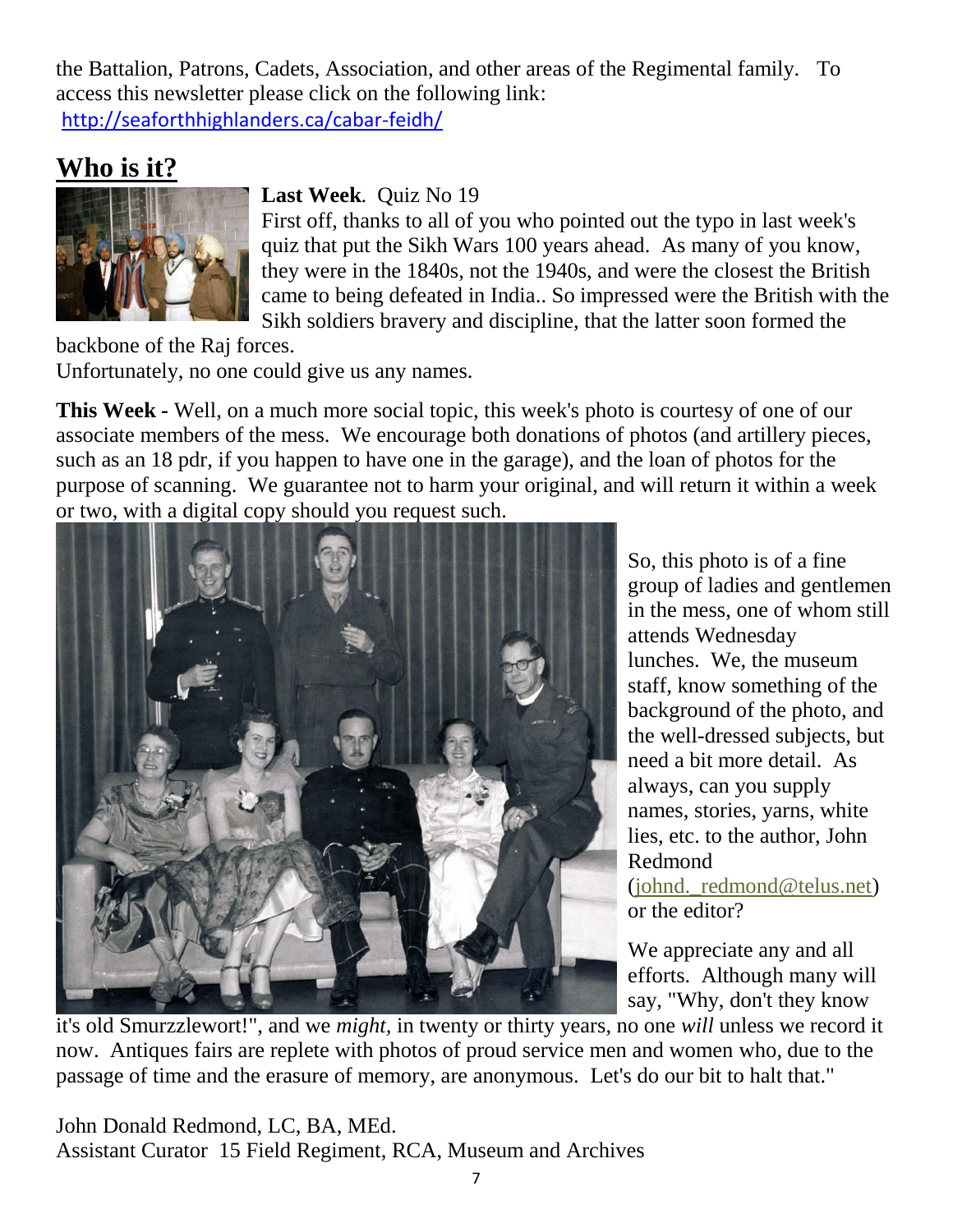the Battalion, Patrons, Cadets, Association, and other areas of the Regimental family. To access this newsletter please click on the following link:
http://seaforthhighlanders.ca/cabar-feidh/

## Who is it?

**Last Week**. Quiz No 19
First off, thanks to all of you who pointed out the typo in last week's quiz that put the Sikh Wars 100 years ahead. As many of you know, they were in the 1840s, not the 1940s, and were the closest the British came to being defeated in India.. So impressed were the British with the Sikh soldiers bravery and discipline, that the latter soon formed the backbone of the Raj forces.
Unfortunately, no one could give us any names.

**This Week -** Well, on a much more social topic, this week's photo is courtesy of one of our associate members of the mess. We encourage both donations of photos (and artillery pieces, such as an 18 pdr, if you happen to have one in the garage), and the loan of photos for the purpose of scanning. We guarantee not to harm your original, and will return it within a week or two, with a digital copy should you request such.

So, this photo is of a fine group of ladies and gentlemen in the mess, one of whom still attends Wednesday lunches. We, the museum staff, know something of the background of the photo, and the well-dressed subjects, but need a bit more detail. As always, can you supply names, stories, yarns, white lies, etc. to the author, John Redmond (johnd._redmond@telus.net) or the editor?

We appreciate any and all efforts. Although many will say, "Why, don't they know it's old Smurzzlewort!", and we *might*, in twenty or thirty years, no one *will* unless we record it now. Antiques fairs are replete with photos of proud service men and women who, due to the passage of time and the erasure of memory, are anonymous. Let's do our bit to halt that."

John Donald Redmond, LC, BA, MEd.
Assistant Curator 15 Field Regiment, RCA, Museum and Archives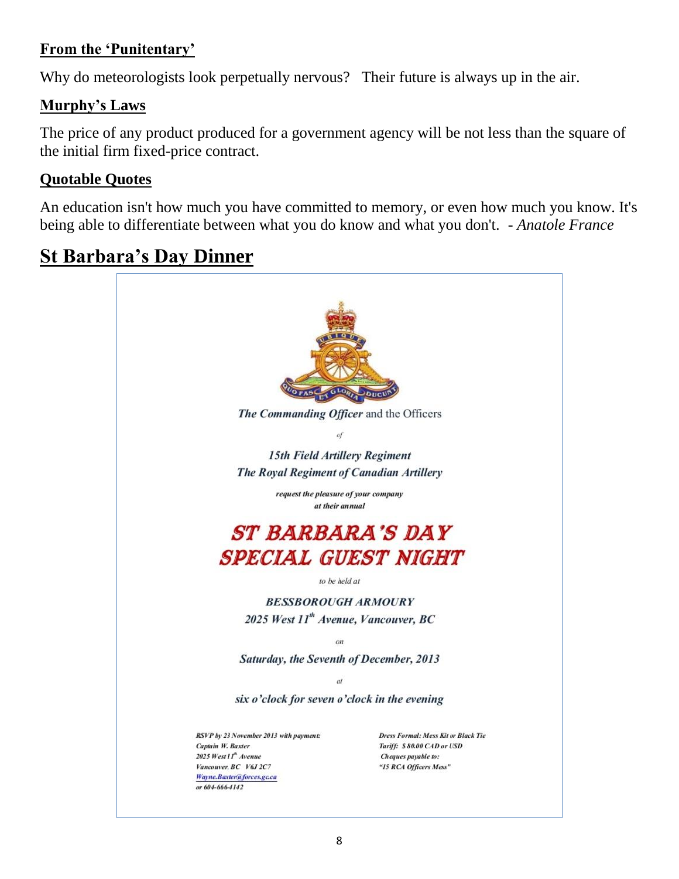#### **From the 'Punitentary'**

Why do meteorologists look perpetually nervous? Their future is always up in the air.

#### **Murphy's Laws**

The price of any product produced for a government agency will be not less than the square of the initial firm fixed-price contract.

#### **Quotable Quotes**

An education isn't how much you have committed to memory, or even how much you know. It's being able to differentiate between what you do know and what you don't. - *Anatole France*

## **St Barbara's Day Dinner**

UBIQUE

QUO FAS ET GLORIA DUCUNT

***The Commanding Officer*** and the Officers

*of*

***15th Field Artillery Regiment***
***The Royal Regiment of Canadian Artillery***

***request the pleasure of your company***
***at their annual***

# ***ST BARBARA'S DAY SPECIAL GUEST NIGHT***

*to be held at*

***BESSBOROUGH ARMOURY***
***2025 West 11th Avenue, Vancouver, BC***

*on*

***Saturday, the Seventh of December, 2013***

*at*

***six o'clock for seven o'clock in the evening***

***RSVP by 23 November 2013 with payment:***
***Captain W. Baxter***
***2025 West 11th Avenue***
***Vancouver, BC V6J 2C7***
***Wayne.Baxter@forces.gc.ca***
***or 604-666-4142***

***Dress Formal: Mess Kit or Black Tie***
***Tariff: $ 80.00 CAD or USD***
***Cheques payable to:***
***"15 RCA Officers Mess"***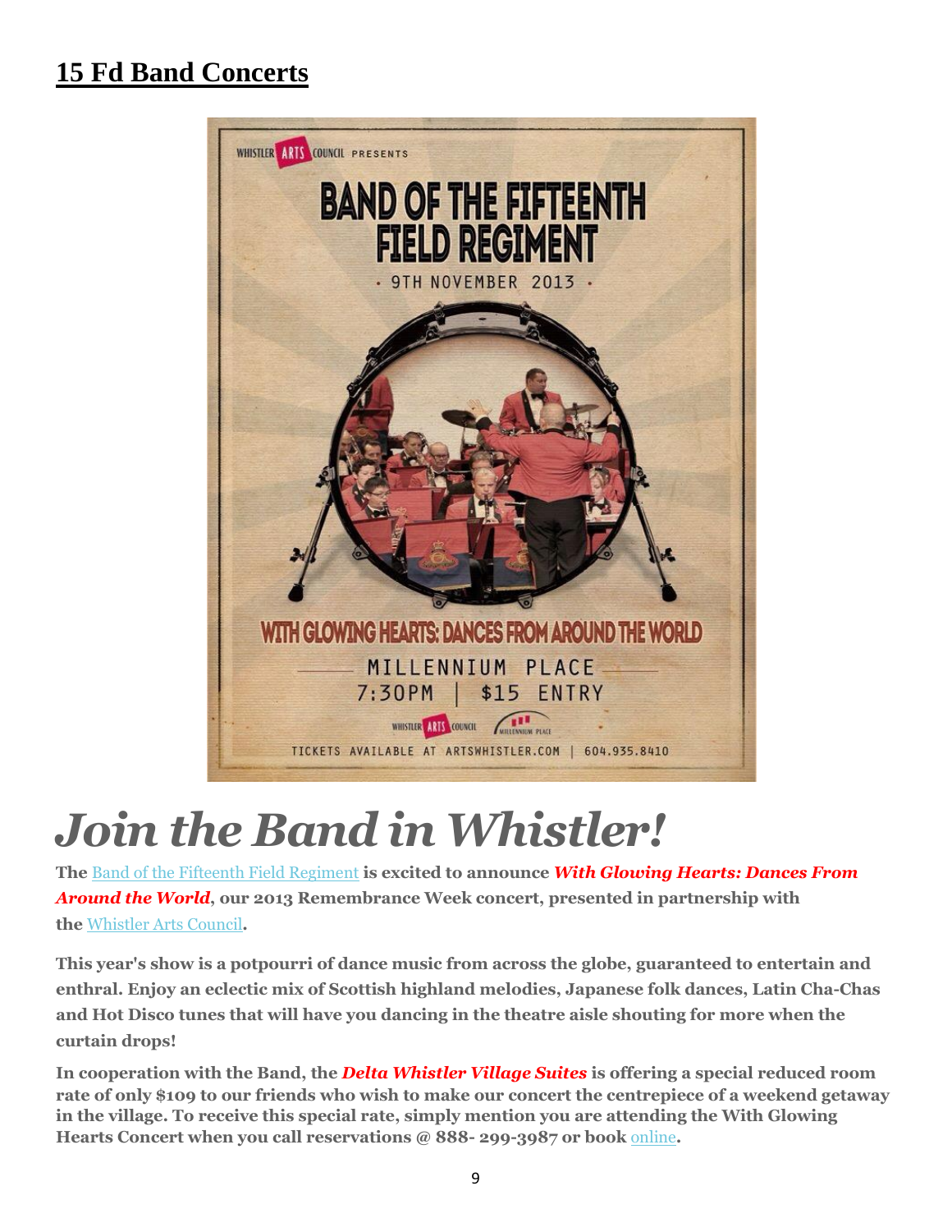## 15 Fd Band Concerts

WHISTLER ARTS COUNCIL PRESENTS

BAND OF THE FIFTEENTH FIELD REGIMENT

· 9TH NOVEMBER 2013 ·

WITH GLOWING HEARTS: DANCES FROM AROUND THE WORLD

MILLENNIUM PLACE

7:30PM | $15 ENTRY

TICKETS AVAILABLE AT ARTSWHISTLER.COM | 604.935.8410

# *Join the Band in Whistler!*

**The Band of the Fifteenth Field Regiment is excited to announce *With Glowing Hearts: Dances From Around the World*, our 2013 Remembrance Week concert, presented in partnership with the Whistler Arts Council.**

**This year's show is a potpourri of dance music from across the globe, guaranteed to entertain and enthral. Enjoy an eclectic mix of Scottish highland melodies, Japanese folk dances, Latin Cha-Chas and Hot Disco tunes that will have you dancing in the theatre aisle shouting for more when the curtain drops!**

**In cooperation with the Band, the *Delta Whistler Village Suites* is offering a special reduced room rate of only $109 to our friends who wish to make our concert the centrepiece of a weekend getaway in the village. To receive this special rate, simply mention you are attending the With Glowing Hearts Concert when you call reservations @ 888- 299-3987 or book online.**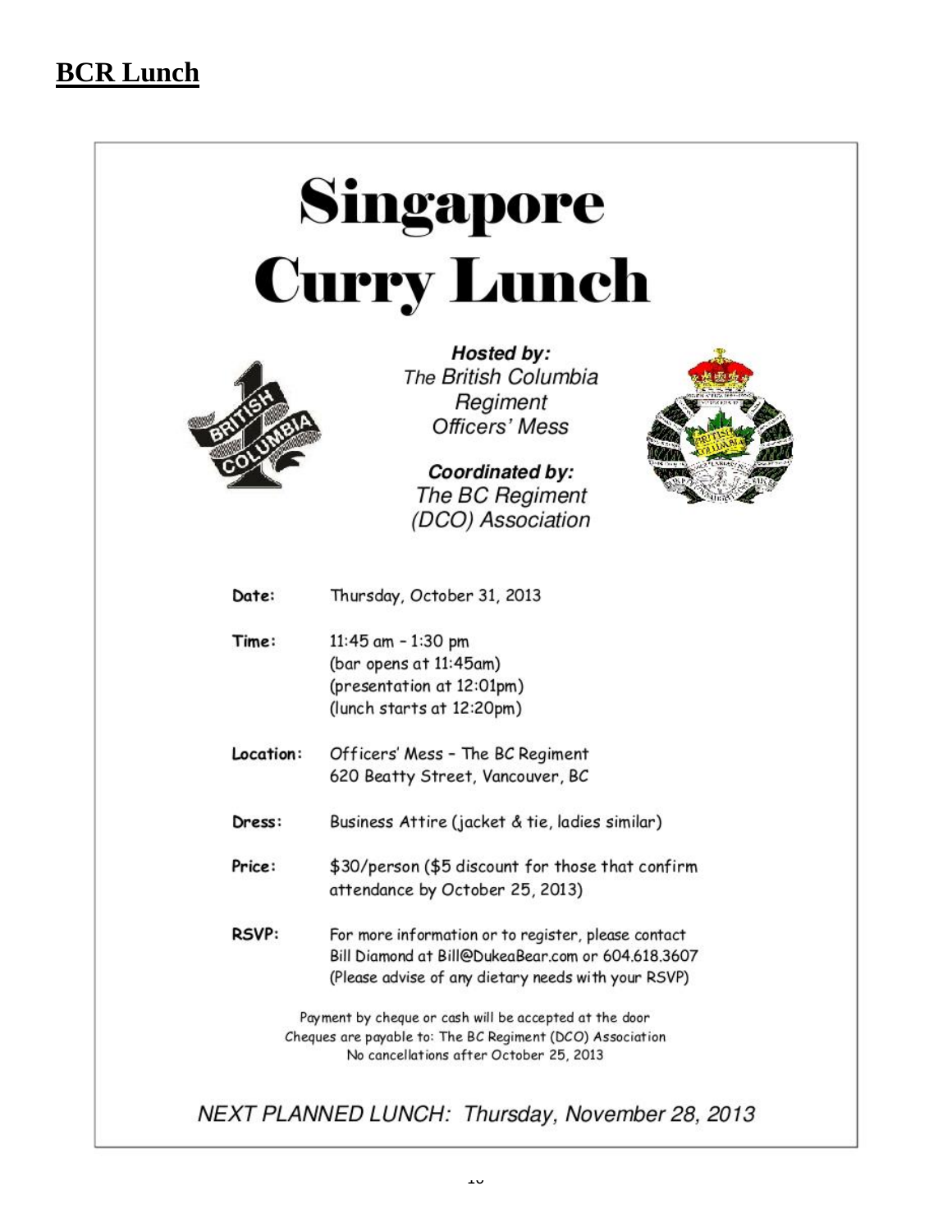## BCR Lunch

# Singapore Curry Lunch

***Hosted by:***
*The British Columbia Regiment Officers' Mess*

***Coordinated by:***
*The BC Regiment (DCO) Association*

| | |
|---|---|
| **Date:** | Thursday, October 31, 2013 |
| **Time:** | 11:45 am – 1:30 pm<br>(bar opens at 11:45am)<br>(presentation at 12:01pm)<br>(lunch starts at 12:20pm) |
| **Location:** | Officers' Mess – The BC Regiment<br>620 Beatty Street, Vancouver, BC |
| **Dress:** | Business Attire (jacket & tie, ladies similar) |
| **Price:** | $30/person ($5 discount for those that confirm attendance by October 25, 2013) |
| **RSVP:** | For more information or to register, please contact Bill Diamond at Bill@DukeaBear.com or 604.618.3607<br>(Please advise of any dietary needs with your RSVP) |

Payment by cheque or cash will be accepted at the door
Cheques are payable to: The BC Regiment (DCO) Association
No cancellations after October 25, 2013

*NEXT PLANNED LUNCH: Thursday, November 28, 2013*